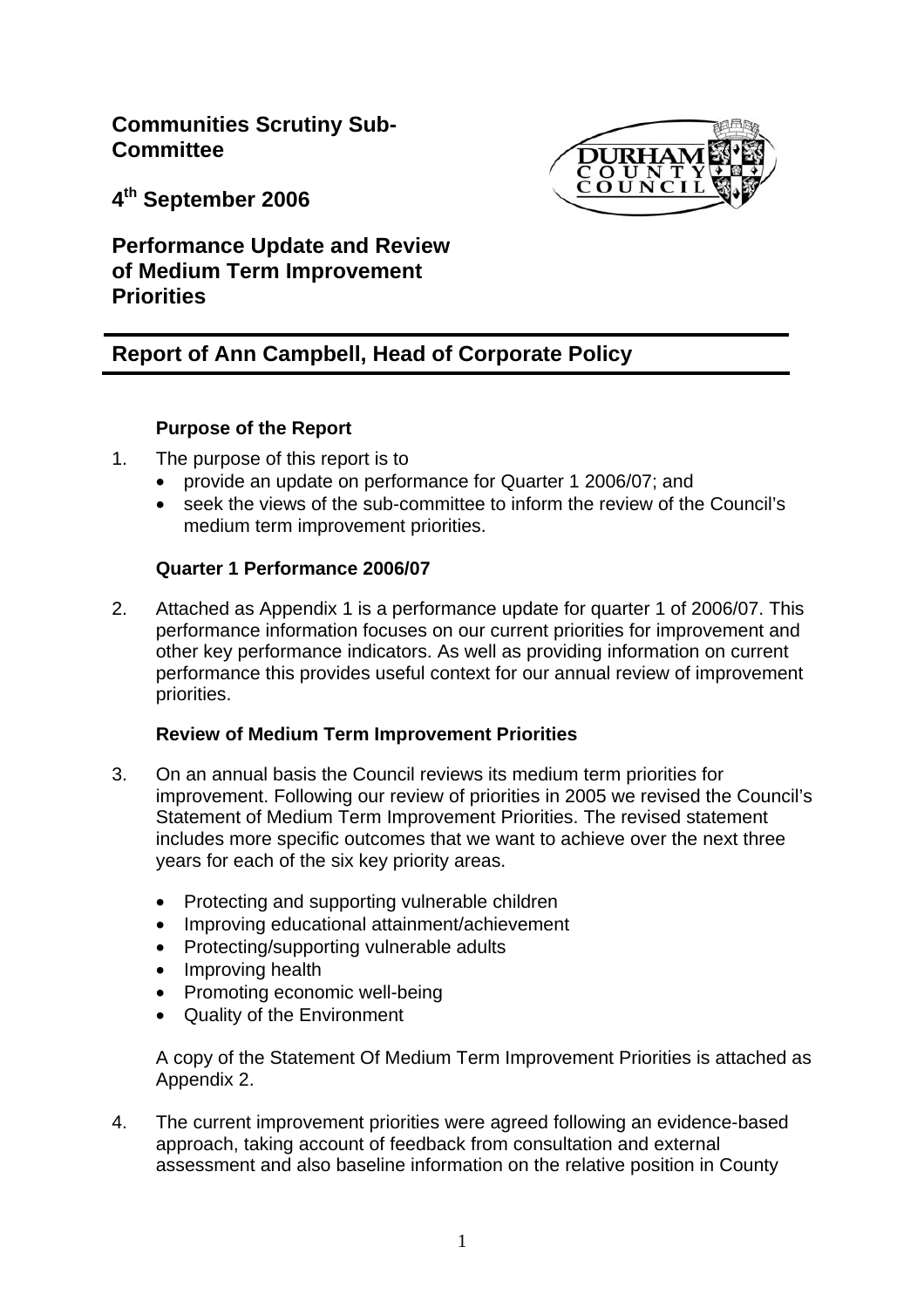# Communities Scrutiny Sub-Committee

**4th September 2006**

## Performance Update and Review of Medium Term Improvement Priorities

## Report of Ann Campbell, Head of Corporate Policy

### Purpose of the Report

1. The purpose of this report is to
   - provide an update on performance for Quarter 1 2006/07; and
   - seek the views of the sub-committee to inform the review of the Council's medium term improvement priorities.

### Quarter 1 Performance 2006/07

2. Attached as Appendix 1 is a performance update for quarter 1 of 2006/07. This performance information focuses on our current priorities for improvement and other key performance indicators. As well as providing information on current performance this provides useful context for our annual review of improvement priorities.

### Review of Medium Term Improvement Priorities

3. On an annual basis the Council reviews its medium term priorities for improvement. Following our review of priorities in 2005 we revised the Council's Statement of Medium Term Improvement Priorities. The revised statement includes more specific outcomes that we want to achieve over the next three years for each of the six key priority areas.

   - Protecting and supporting vulnerable children
   - Improving educational attainment/achievement
   - Protecting/supporting vulnerable adults
   - Improving health
   - Promoting economic well-being
   - Quality of the Environment

   A copy of the Statement Of Medium Term Improvement Priorities is attached as Appendix 2.

4. The current improvement priorities were agreed following an evidence-based approach, taking account of feedback from consultation and external assessment and also baseline information on the relative position in County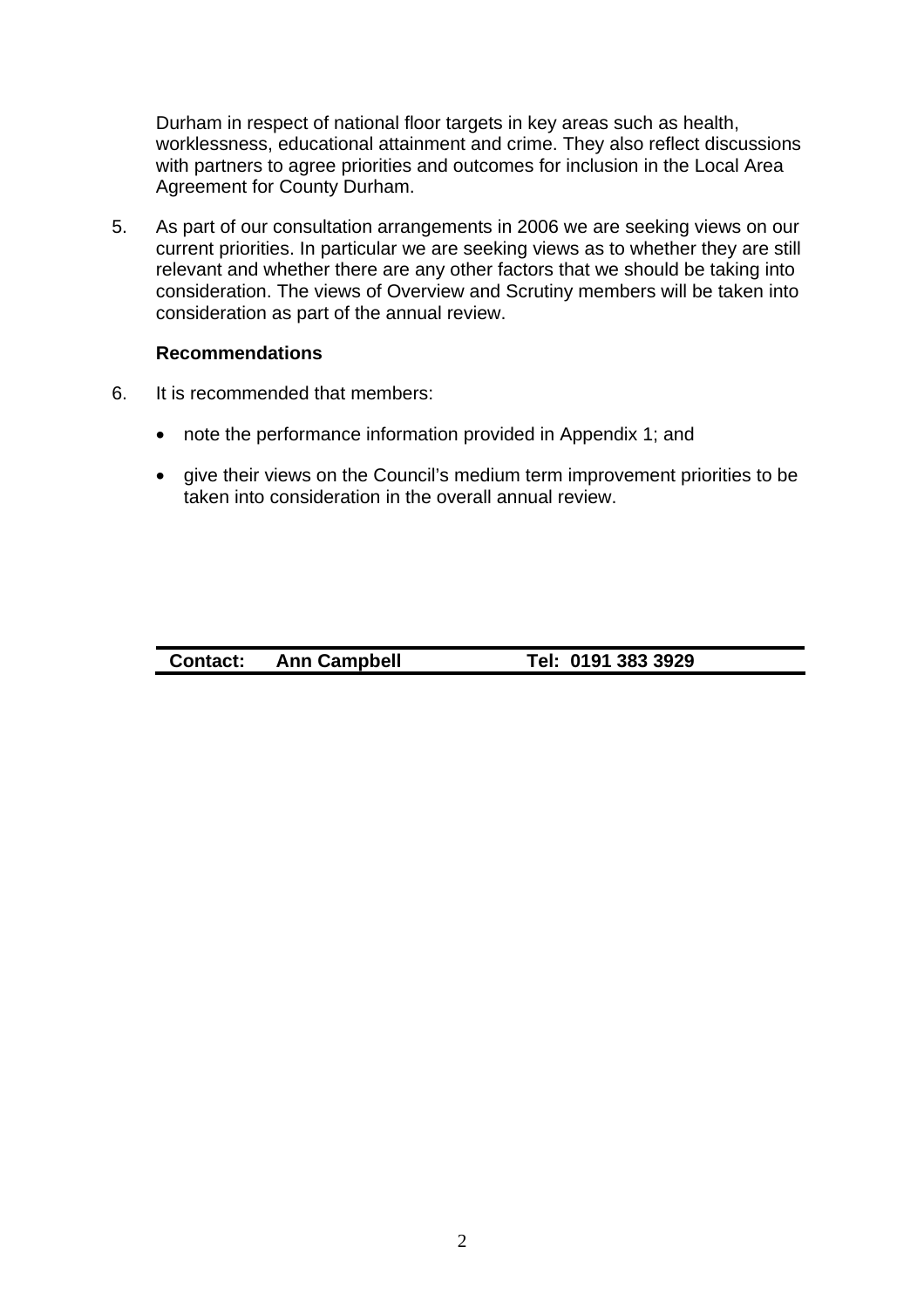Durham in respect of national floor targets in key areas such as health, worklessness, educational attainment and crime. They also reflect discussions with partners to agree priorities and outcomes for inclusion in the Local Area Agreement for County Durham.

5. As part of our consultation arrangements in 2006 we are seeking views on our current priorities. In particular we are seeking views as to whether they are still relevant and whether there are any other factors that we should be taking into consideration. The views of Overview and Scrutiny members will be taken into consideration as part of the annual review.

**Recommendations**

6. It is recommended that members:

   - note the performance information provided in Appendix 1; and
   - give their views on the Council's medium term improvement priorities to be taken into consideration in the overall annual review.

**Contact: Ann Campbell Tel: 0191 383 3929**